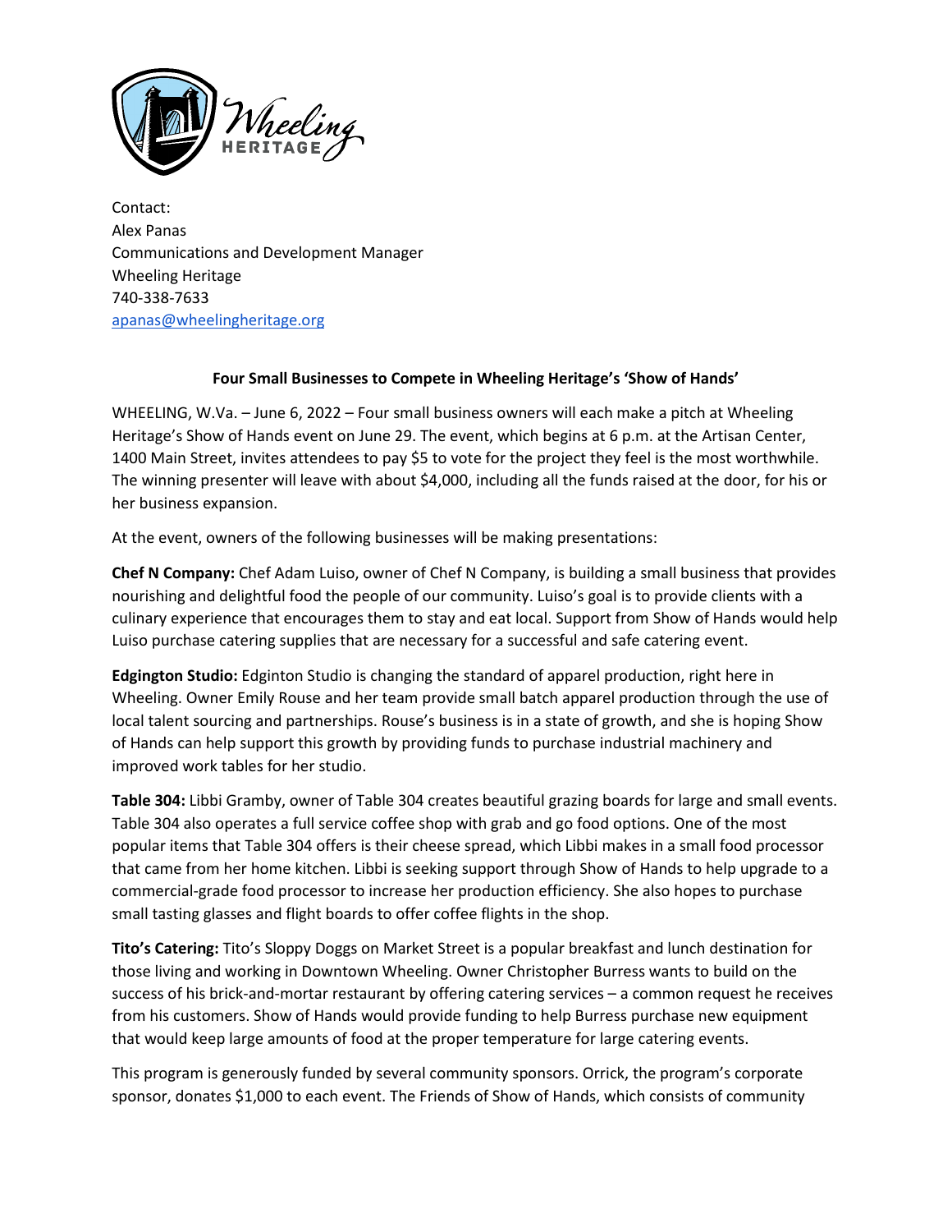Contact:
Alex Panas
Communications and Development Manager
Wheeling Heritage
740-338-7633
apanas@wheelingheritage.org

## Four Small Businesses to Compete in Wheeling Heritage's 'Show of Hands'

WHEELING, W.Va. – June 6, 2022 – Four small business owners will each make a pitch at Wheeling Heritage's Show of Hands event on June 29. The event, which begins at 6 p.m. at the Artisan Center, 1400 Main Street, invites attendees to pay $5 to vote for the project they feel is the most worthwhile. The winning presenter will leave with about $4,000, including all the funds raised at the door, for his or her business expansion.

At the event, owners of the following businesses will be making presentations:

**Chef N Company:** Chef Adam Luiso, owner of Chef N Company, is building a small business that provides nourishing and delightful food the people of our community. Luiso's goal is to provide clients with a culinary experience that encourages them to stay and eat local. Support from Show of Hands would help Luiso purchase catering supplies that are necessary for a successful and safe catering event.

**Edgington Studio:** Edginton Studio is changing the standard of apparel production, right here in Wheeling. Owner Emily Rouse and her team provide small batch apparel production through the use of local talent sourcing and partnerships. Rouse's business is in a state of growth, and she is hoping Show of Hands can help support this growth by providing funds to purchase industrial machinery and improved work tables for her studio.

**Table 304:** Libbi Gramby, owner of Table 304 creates beautiful grazing boards for large and small events. Table 304 also operates a full service coffee shop with grab and go food options. One of the most popular items that Table 304 offers is their cheese spread, which Libbi makes in a small food processor that came from her home kitchen. Libbi is seeking support through Show of Hands to help upgrade to a commercial-grade food processor to increase her production efficiency. She also hopes to purchase small tasting glasses and flight boards to offer coffee flights in the shop.

**Tito's Catering:** Tito's Sloppy Doggs on Market Street is a popular breakfast and lunch destination for those living and working in Downtown Wheeling. Owner Christopher Burress wants to build on the success of his brick-and-mortar restaurant by offering catering services – a common request he receives from his customers. Show of Hands would provide funding to help Burress purchase new equipment that would keep large amounts of food at the proper temperature for large catering events.

This program is generously funded by several community sponsors. Orrick, the program's corporate sponsor, donates $1,000 to each event. The Friends of Show of Hands, which consists of community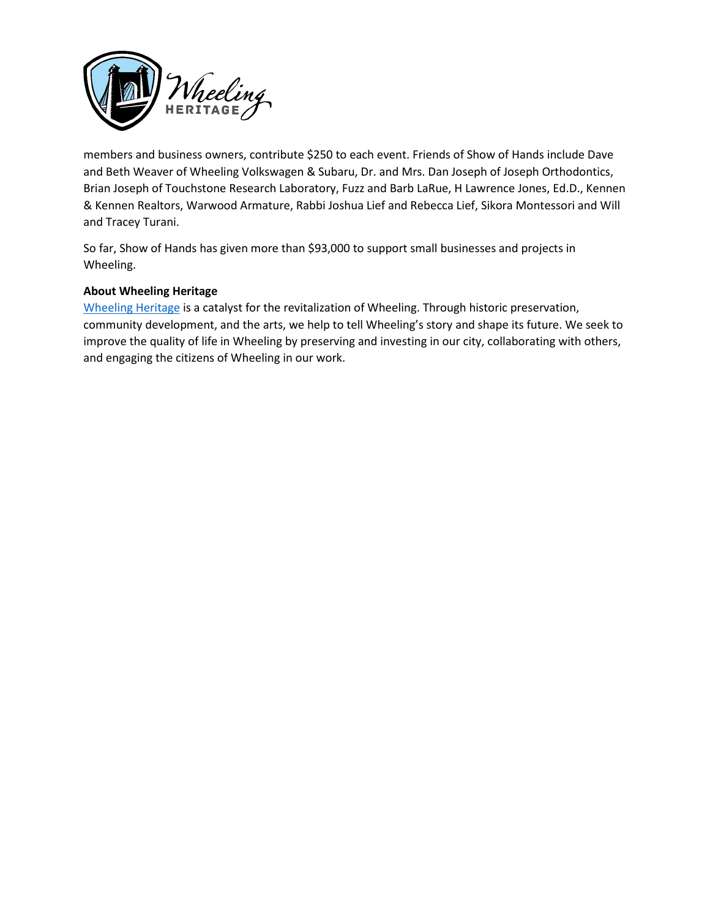members and business owners, contribute $250 to each event. Friends of Show of Hands include Dave and Beth Weaver of Wheeling Volkswagen & Subaru, Dr. and Mrs. Dan Joseph of Joseph Orthodontics, Brian Joseph of Touchstone Research Laboratory, Fuzz and Barb LaRue, H Lawrence Jones, Ed.D., Kennen & Kennen Realtors, Warwood Armature, Rabbi Joshua Lief and Rebecca Lief, Sikora Montessori and Will and Tracey Turani.

So far, Show of Hands has given more than $93,000 to support small businesses and projects in Wheeling.

**About Wheeling Heritage**

Wheeling Heritage is a catalyst for the revitalization of Wheeling. Through historic preservation, community development, and the arts, we help to tell Wheeling's story and shape its future. We seek to improve the quality of life in Wheeling by preserving and investing in our city, collaborating with others, and engaging the citizens of Wheeling in our work.